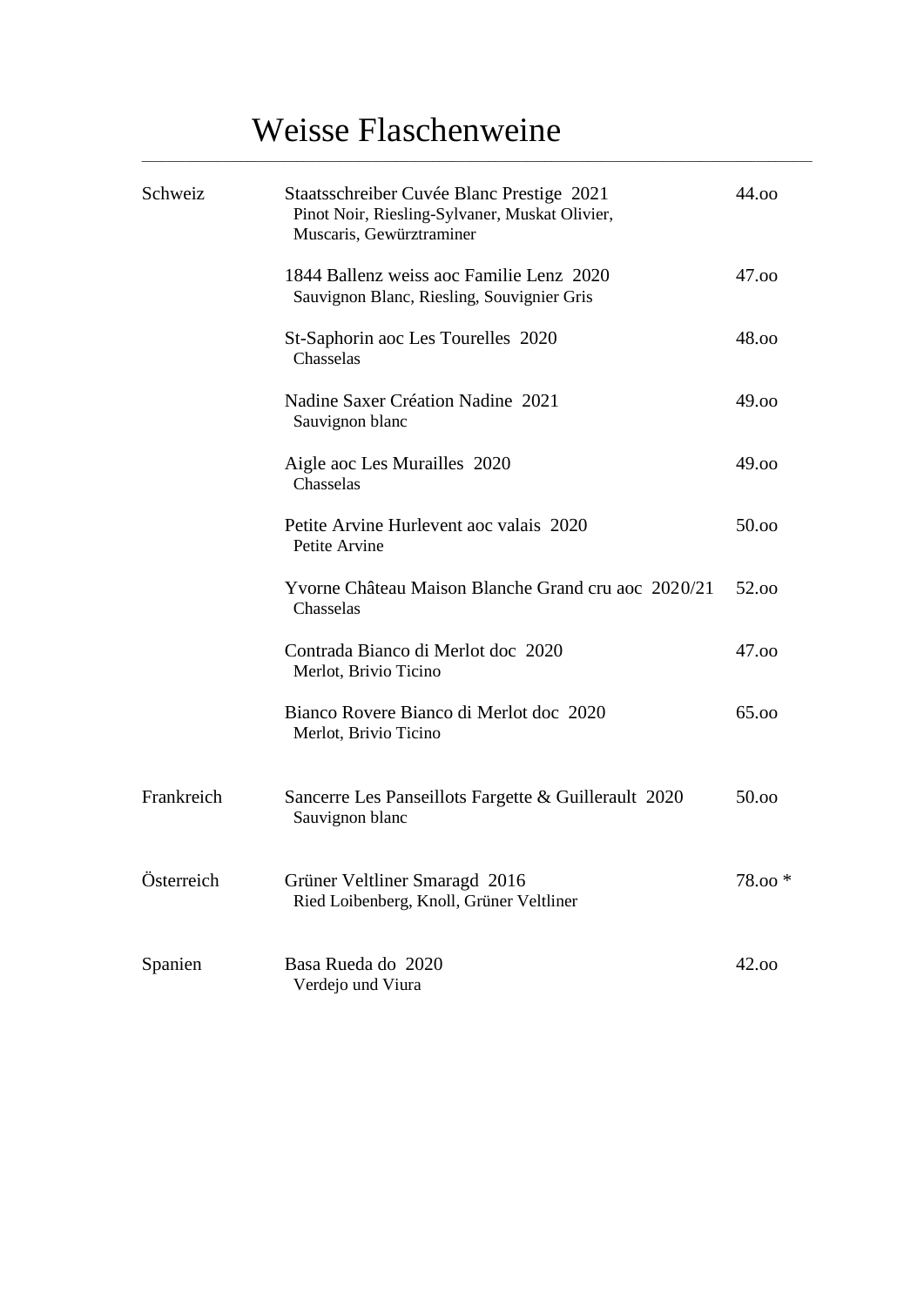# Weisse Flaschenweine

| | | |
|---|---|---|
| Schweiz | Staatsschreiber Cuvée Blanc Prestige 2021<br>Pinot Noir, Riesling-Sylvaner, Muskat Olivier, Muscaris, Gewürztraminer | 44.oo |
| | 1844 Ballenz weiss aoc Familie Lenz 2020<br>Sauvignon Blanc, Riesling, Souvignier Gris | 47.oo |
| | St-Saphorin aoc Les Tourelles 2020<br>Chasselas | 48.oo |
| | Nadine Saxer Création Nadine 2021<br>Sauvignon blanc | 49.oo |
| | Aigle aoc Les Murailles 2020<br>Chasselas | 49.oo |
| | Petite Arvine Hurlevent aoc valais 2020<br>Petite Arvine | 50.oo |
| | Yvorne Château Maison Blanche Grand cru aoc 2020/21<br>Chasselas | 52.oo |
| | Contrada Bianco di Merlot doc 2020<br>Merlot, Brivio Ticino | 47.oo |
| | Bianco Rovere Bianco di Merlot doc 2020<br>Merlot, Brivio Ticino | 65.oo |
| Frankreich | Sancerre Les Panseillots Fargette & Guillerault 2020<br>Sauvignon blanc | 50.oo |
| Österreich | Grüner Veltliner Smaragd 2016<br>Ried Loibenberg, Knoll, Grüner Veltliner | 78.oo * |
| Spanien | Basa Rueda do 2020<br>Verdejo und Viura | 42.oo |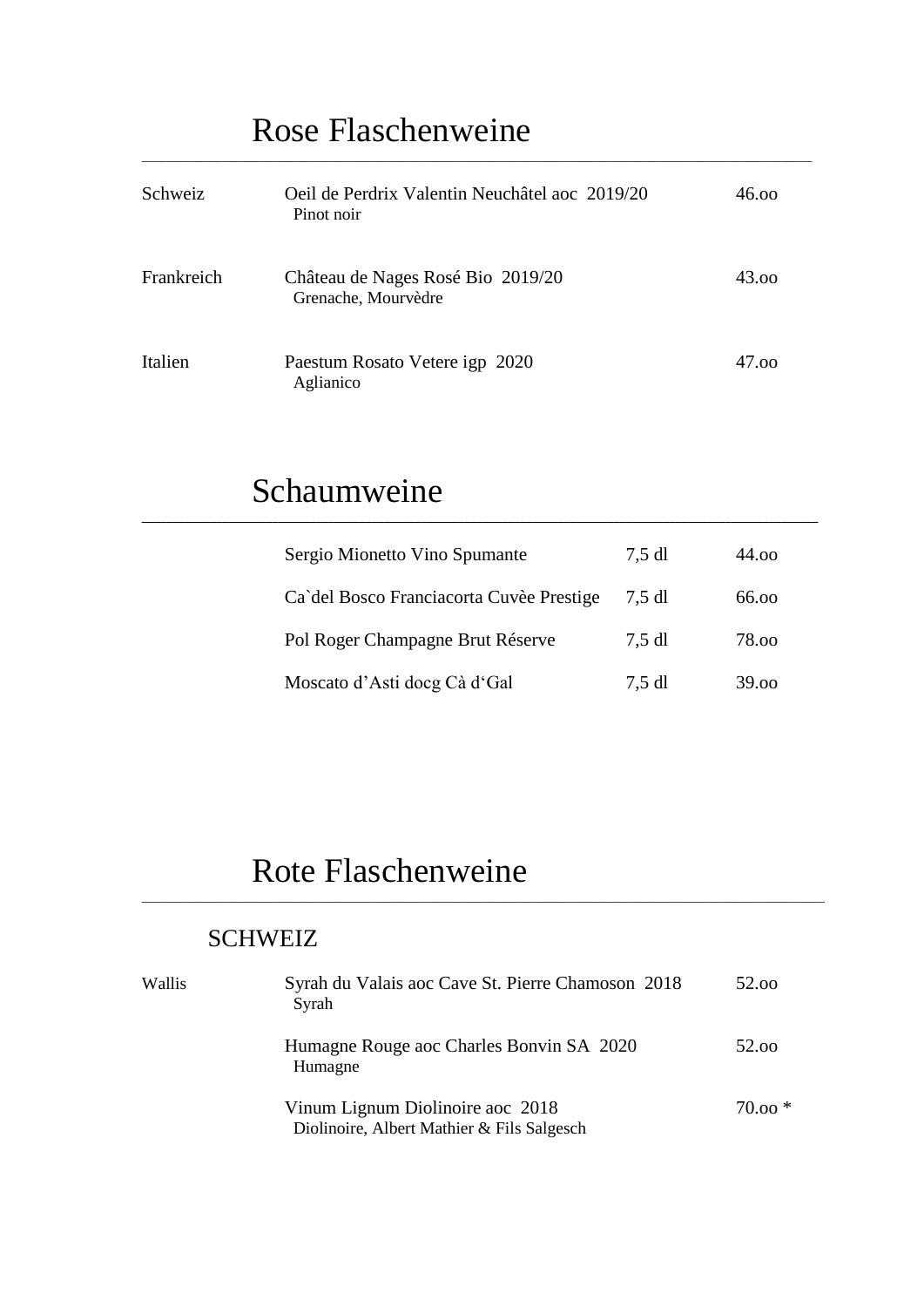# Rose Flaschenweine

| | | |
|---|---|---|
| Schweiz | Oeil de Perdrix Valentin Neuchâtel aoc 2019/20<br>Pinot noir | 46.oo |
| Frankreich | Château de Nages Rosé Bio 2019/20<br>Grenache, Mourvèdre | 43.oo |
| Italien | Paestum Rosato Vetere igp 2020<br>Aglianico | 47.oo |

# Schaumweine

| | | |
|---|---|---|
| Sergio Mionetto Vino Spumante | 7,5 dl | 44.oo |
| Ca`del Bosco Franciacorta Cuvèe Prestige | 7,5 dl | 66.oo |
| Pol Roger Champagne Brut Réserve | 7,5 dl | 78.oo |
| Moscato d'Asti docg Cà d'Gal | 7,5 dl | 39.oo |

# Rote Flaschenweine

## SCHWEIZ

| | | |
|---|---|---|
| Wallis | Syrah du Valais aoc Cave St. Pierre Chamoson 2018<br>Syrah | 52.oo |
| | Humagne Rouge aoc Charles Bonvin SA 2020<br>Humagne | 52.oo |
| | Vinum Lignum Diolinoire aoc 2018<br>Diolinoire, Albert Mathier & Fils Salgesch | 70.oo * |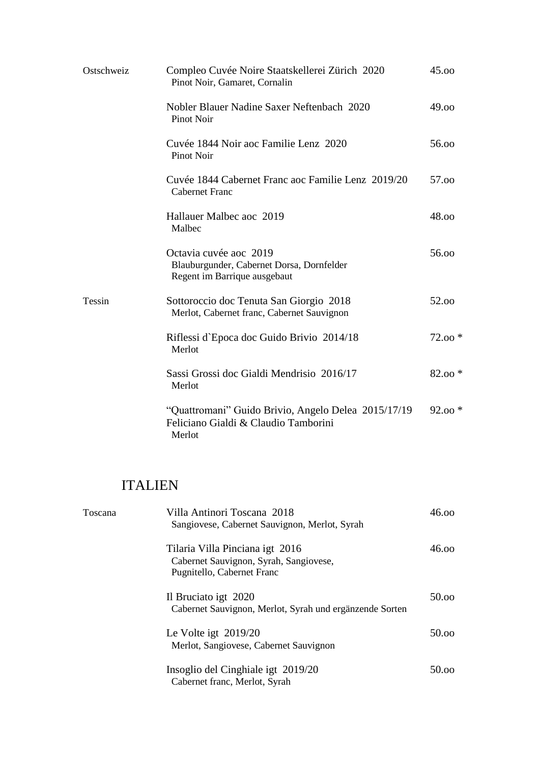| Region | Wein | Preis |
|---|---|---|
| Ostschweiz | Compleo Cuvée Noire Staatskellerei Zürich 2020<br>Pinot Noir, Gamaret, Cornalin | 45.oo |
| | Nobler Blauer Nadine Saxer Neftenbach 2020<br>Pinot Noir | 49.oo |
| | Cuvée 1844 Noir aoc Familie Lenz 2020<br>Pinot Noir | 56.oo |
| | Cuvée 1844 Cabernet Franc aoc Familie Lenz 2019/20<br>Cabernet Franc | 57.oo |
| | Hallauer Malbec aoc 2019<br>Malbec | 48.oo |
| | Octavia cuvée aoc 2019<br>Blauburgunder, Cabernet Dorsa, Dornfelder<br>Regent im Barrique ausgebaut | 56.oo |
| Tessin | Sottoroccio doc Tenuta San Giorgio 2018<br>Merlot, Cabernet franc, Cabernet Sauvignon | 52.oo |
| | Riflessi d`Epoca doc Guido Brivio 2014/18<br>Merlot | 72.oo * |
| | Sassi Grossi doc Gialdi Mendrisio 2016/17<br>Merlot | 82.oo * |
| | "Quattromani" Guido Brivio, Angelo Delea 2015/17/19<br>Feliciano Gialdi & Claudio Tamborini<br>Merlot | 92.oo * |

## ITALIEN

| Region | Wein | Preis |
|---|---|---|
| Toscana | Villa Antinori Toscana 2018<br>Sangiovese, Cabernet Sauvignon, Merlot, Syrah | 46.oo |
| | Tilaria Villa Pinciana igt 2016<br>Cabernet Sauvignon, Syrah, Sangiovese,<br>Pugnitello, Cabernet Franc | 46.oo |
| | Il Bruciato igt 2020<br>Cabernet Sauvignon, Merlot, Syrah und ergänzende Sorten | 50.oo |
| | Le Volte igt 2019/20<br>Merlot, Sangiovese, Cabernet Sauvignon | 50.oo |
| | Insoglio del Cinghiale igt 2019/20<br>Cabernet franc, Merlot, Syrah | 50.oo |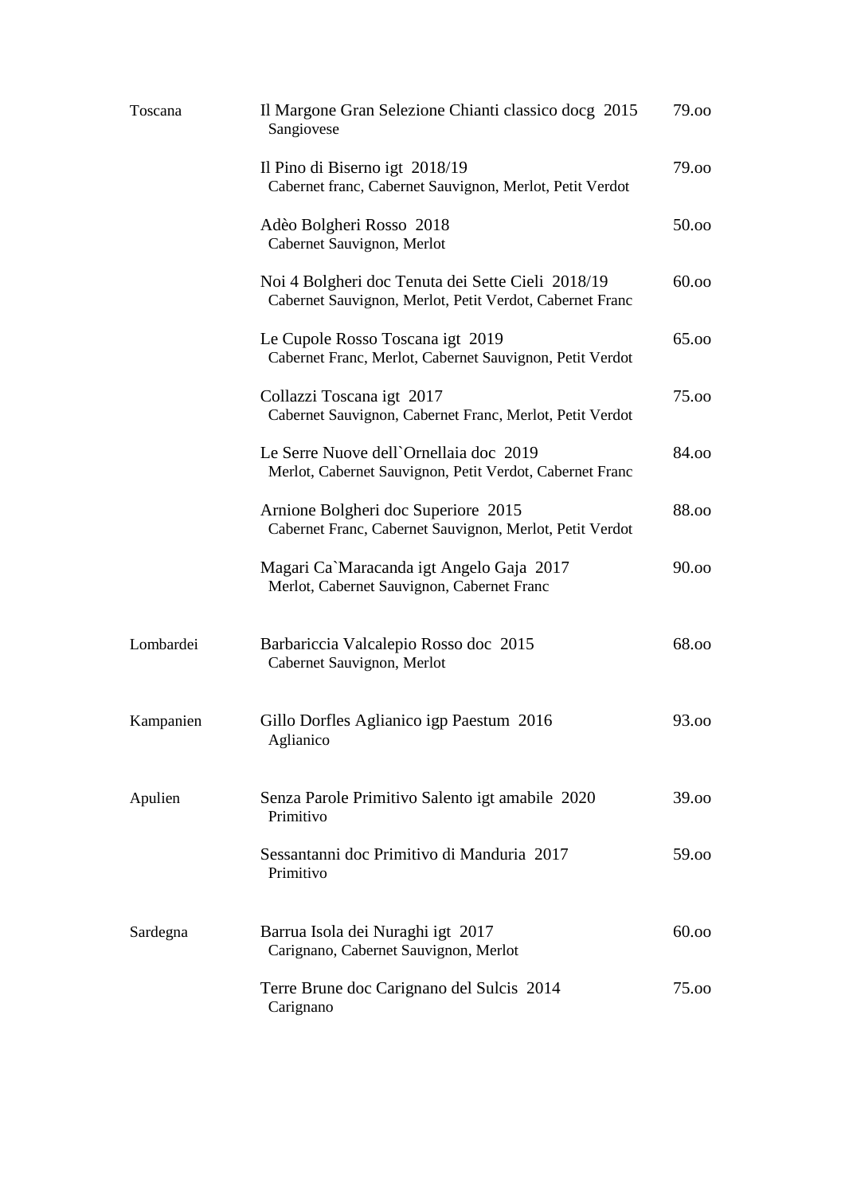| | | |
|---|---|---|
| Toscana | Il Margone Gran Selezione Chianti classico docg 2015<br>Sangiovese | 79.oo |
| | Il Pino di Biserno igt 2018/19<br>Cabernet franc, Cabernet Sauvignon, Merlot, Petit Verdot | 79.oo |
| | Adèo Bolgheri Rosso 2018<br>Cabernet Sauvignon, Merlot | 50.oo |
| | Noi 4 Bolgheri doc Tenuta dei Sette Cieli 2018/19<br>Cabernet Sauvignon, Merlot, Petit Verdot, Cabernet Franc | 60.oo |
| | Le Cupole Rosso Toscana igt 2019<br>Cabernet Franc, Merlot, Cabernet Sauvignon, Petit Verdot | 65.oo |
| | Collazzi Toscana igt 2017<br>Cabernet Sauvignon, Cabernet Franc, Merlot, Petit Verdot | 75.oo |
| | Le Serre Nuove dell`Ornellaia doc 2019<br>Merlot, Cabernet Sauvignon, Petit Verdot, Cabernet Franc | 84.oo |
| | Arnione Bolgheri doc Superiore 2015<br>Cabernet Franc, Cabernet Sauvignon, Merlot, Petit Verdot | 88.oo |
| | Magari Ca`Maracanda igt Angelo Gaja 2017<br>Merlot, Cabernet Sauvignon, Cabernet Franc | 90.oo |
| Lombardei | Barbariccia Valcalepio Rosso doc 2015<br>Cabernet Sauvignon, Merlot | 68.oo |
| Kampanien | Gillo Dorfles Aglianico igp Paestum 2016<br>Aglianico | 93.oo |
| Apulien | Senza Parole Primitivo Salento igt amabile 2020<br>Primitivo | 39.oo |
| | Sessantanni doc Primitivo di Manduria 2017<br>Primitivo | 59.oo |
| Sardegna | Barrua Isola dei Nuraghi igt 2017<br>Carignano, Cabernet Sauvignon, Merlot | 60.oo |
| | Terre Brune doc Carignano del Sulcis 2014<br>Carignano | 75.oo |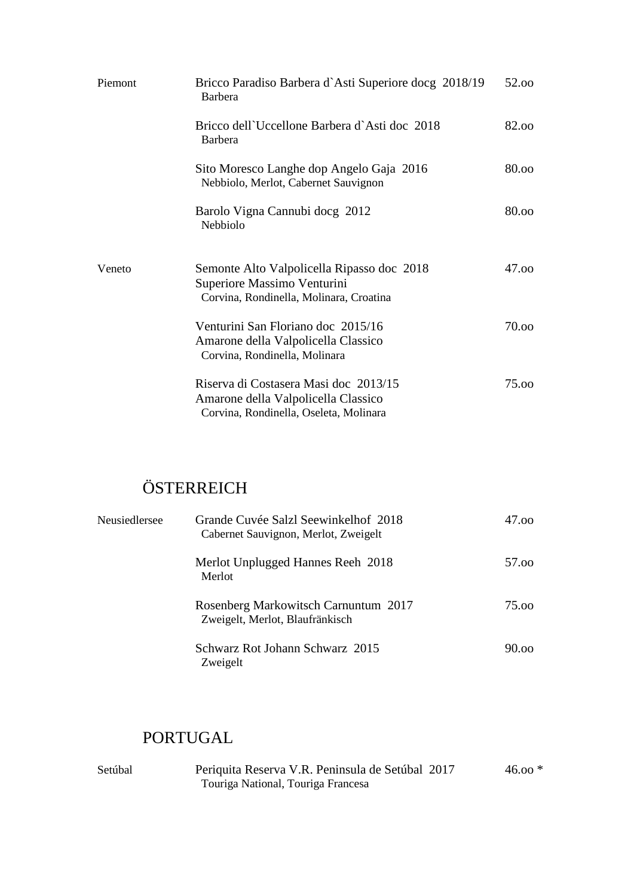| Region | Wine | Price |
|---|---|---|
| Piemont | Bricco Paradiso Barbera d`Asti Superiore docg 2018/19<br>Barbera | 52.oo |
| | Bricco dell`Uccellone Barbera d`Asti doc 2018<br>Barbera | 82.oo |
| | Sito Moresco Langhe dop Angelo Gaja 2016<br>Nebbiolo, Merlot, Cabernet Sauvignon | 80.oo |
| | Barolo Vigna Cannubi docg 2012<br>Nebbiolo | 80.oo |
| Veneto | Semonte Alto Valpolicella Ripasso doc 2018<br>Superiore Massimo Venturini<br>Corvina, Rondinella, Molinara, Croatina | 47.oo |
| | Venturini San Floriano doc 2015/16<br>Amarone della Valpolicella Classico<br>Corvina, Rondinella, Molinara | 70.oo |
| | Riserva di Costasera Masi doc 2013/15<br>Amarone della Valpolicella Classico<br>Corvina, Rondinella, Oseleta, Molinara | 75.oo |

## ÖSTERREICH

| Region | Wine | Price |
|---|---|---|
| Neusiedlersee | Grande Cuvée Salzl Seewinkelhof 2018<br>Cabernet Sauvignon, Merlot, Zweigelt | 47.oo |
| | Merlot Unplugged Hannes Reeh 2018<br>Merlot | 57.oo |
| | Rosenberg Markowitsch Carnuntum 2017<br>Zweigelt, Merlot, Blaufränkisch | 75.oo |
| | Schwarz Rot Johann Schwarz 2015<br>Zweigelt | 90.oo |

## PORTUGAL

| Region | Wine | Price |
|---|---|---|
| Setúbal | Periquita Reserva V.R. Peninsula de Setúbal 2017<br>Touriga National, Touriga Francesa | 46.oo * |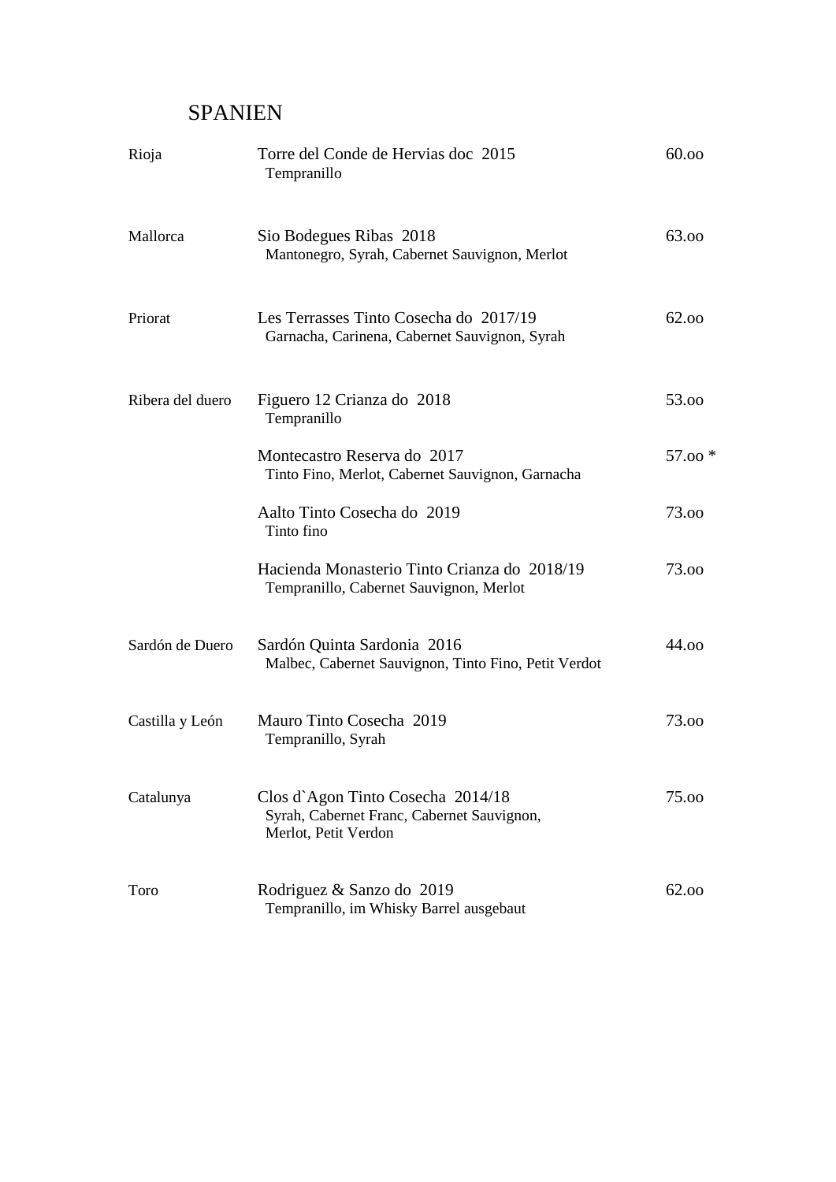# SPANIEN

| Region | Wein | Preis |
|---|---|---|
| Rioja | Torre del Conde de Hervias doc 2015<br>Tempranillo | 60.oo |
| Mallorca | Sio Bodegues Ribas 2018<br>Mantonegro, Syrah, Cabernet Sauvignon, Merlot | 63.oo |
| Priorat | Les Terrasses Tinto Cosecha do 2017/19<br>Garnacha, Carinena, Cabernet Sauvignon, Syrah | 62.oo |
| Ribera del duero | Figuero 12 Crianza do 2018<br>Tempranillo | 53.oo |
| | Montecastro Reserva do 2017<br>Tinto Fino, Merlot, Cabernet Sauvignon, Garnacha | 57.oo * |
| | Aalto Tinto Cosecha do 2019<br>Tinto fino | 73.oo |
| | Hacienda Monasterio Tinto Crianza do 2018/19<br>Tempranillo, Cabernet Sauvignon, Merlot | 73.oo |
| Sardón de Duero | Sardón Quinta Sardonia 2016<br>Malbec, Cabernet Sauvignon, Tinto Fino, Petit Verdot | 44.oo |
| Castilla y León | Mauro Tinto Cosecha 2019<br>Tempranillo, Syrah | 73.oo |
| Catalunya | Clos d`Agon Tinto Cosecha 2014/18<br>Syrah, Cabernet Franc, Cabernet Sauvignon, Merlot, Petit Verdon | 75.oo |
| Toro | Rodriguez & Sanzo do 2019<br>Tempranillo, im Whisky Barrel ausgebaut | 62.oo |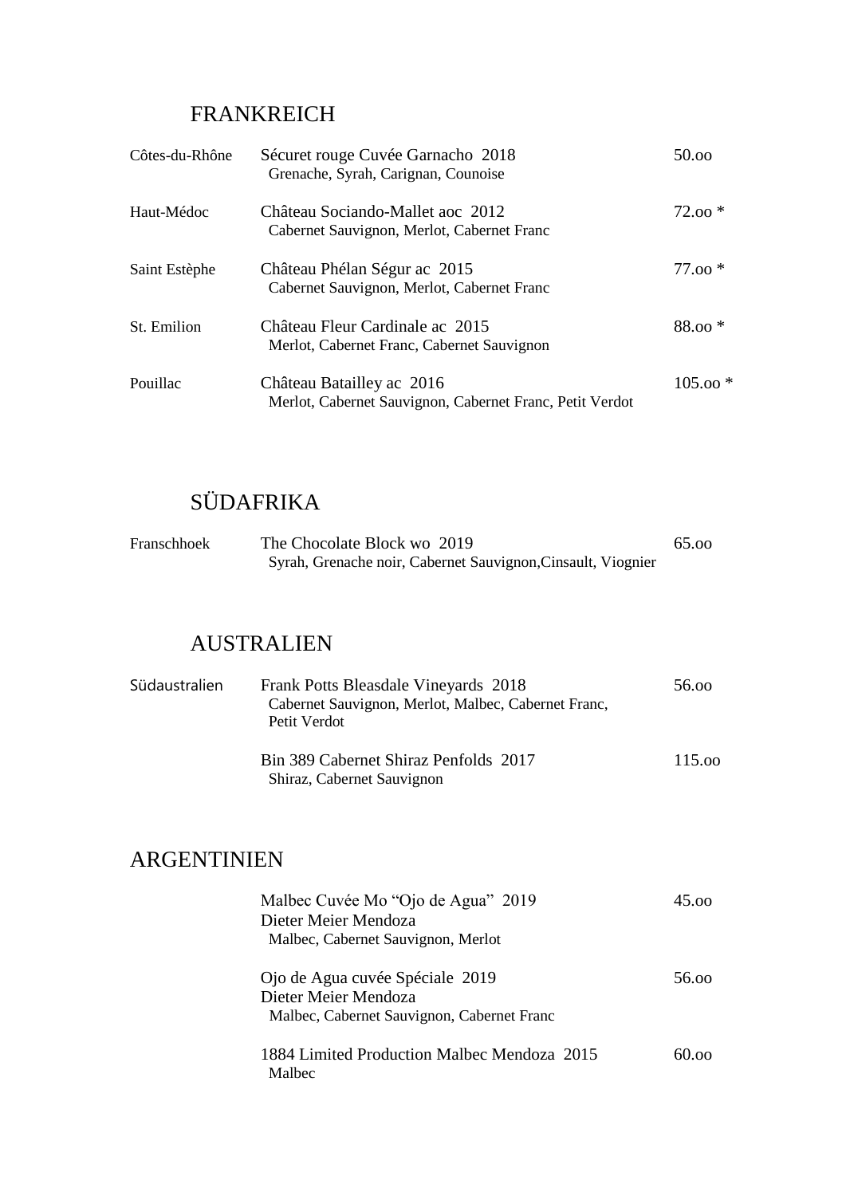## FRANKREICH

| | | |
|---|---|---|
| Côtes-du-Rhône | Sécuret rouge Cuvée Garnacho 2018<br>Grenache, Syrah, Carignan, Counoise | 50.oo |
| Haut-Médoc | Château Sociando-Mallet aoc 2012<br>Cabernet Sauvignon, Merlot, Cabernet Franc | 72.oo * |
| Saint Estèphe | Château Phélan Ségur ac 2015<br>Cabernet Sauvignon, Merlot, Cabernet Franc | 77.oo * |
| St. Emilion | Château Fleur Cardinale ac 2015<br>Merlot, Cabernet Franc, Cabernet Sauvignon | 88.oo * |
| Pouillac | Château Batailley ac 2016<br>Merlot, Cabernet Sauvignon, Cabernet Franc, Petit Verdot | 105.oo * |

## SÜDAFRIKA

| | | |
|---|---|---|
| Franschhoek | The Chocolate Block wo 2019<br>Syrah, Grenache noir, Cabernet Sauvignon,Cinsault, Viognier | 65.oo |

## AUSTRALIEN

| | | |
|---|---|---|
| Südaustralien | Frank Potts Bleasdale Vineyards 2018<br>Cabernet Sauvignon, Merlot, Malbec, Cabernet Franc, Petit Verdot | 56.oo |
| | Bin 389 Cabernet Shiraz Penfolds 2017<br>Shiraz, Cabernet Sauvignon | 115.oo |

## ARGENTINIEN

| | | |
|---|---|---|
| | Malbec Cuvée Mo "Ojo de Agua" 2019<br>Dieter Meier Mendoza<br>Malbec, Cabernet Sauvignon, Merlot | 45.oo |
| | Ojo de Agua cuvée Spéciale 2019<br>Dieter Meier Mendoza<br>Malbec, Cabernet Sauvignon, Cabernet Franc | 56.oo |
| | 1884 Limited Production Malbec Mendoza 2015<br>Malbec | 60.oo |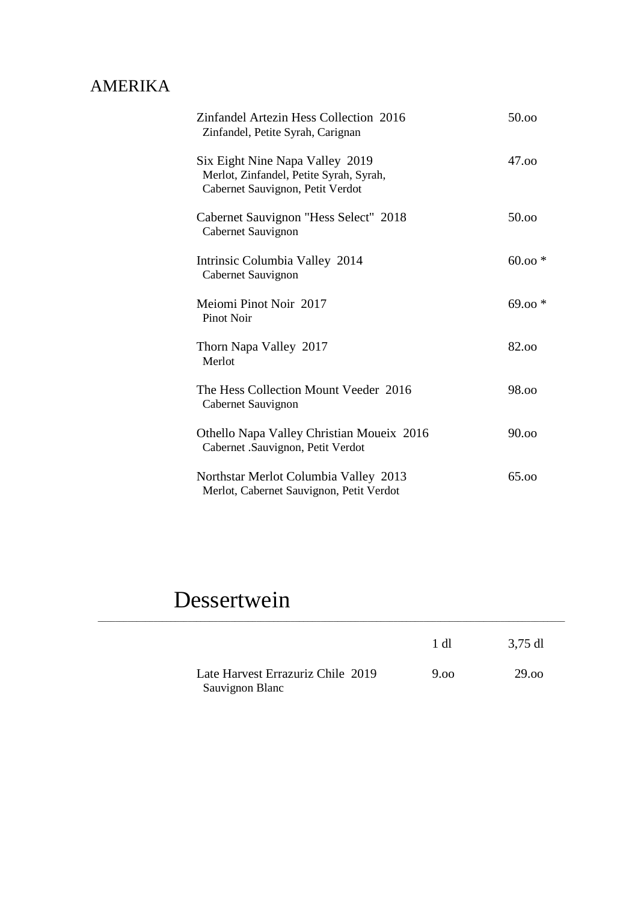## AMERIKA

Zinfandel Artezin Hess Collection  2016 — 50.oo
Zinfandel, Petite Syrah, Carignan

Six Eight Nine Napa Valley  2019 — 47.oo
Merlot, Zinfandel, Petite Syrah, Syrah,
Cabernet Sauvignon, Petit Verdot

Cabernet Sauvignon "Hess Select"  2018 — 50.oo
Cabernet Sauvignon

Intrinsic Columbia Valley  2014 — 60.oo *
Cabernet Sauvignon

Meiomi Pinot Noir  2017 — 69.oo *
Pinot Noir

Thorn Napa Valley  2017 — 82.oo
Merlot

The Hess Collection Mount Veeder  2016 — 98.oo
Cabernet Sauvignon

Othello Napa Valley Christian Moueix  2016 — 90.oo
Cabernet .Sauvignon, Petit Verdot

Northstar Merlot Columbia Valley  2013 — 65.oo
Merlot, Cabernet Sauvignon, Petit Verdot

# Dessertwein

| | 1 dl | 3,75 dl |
|---|---|---|
| Late Harvest Errazuriz Chile  2019<br>Sauvignon Blanc | 9.oo | 29.oo |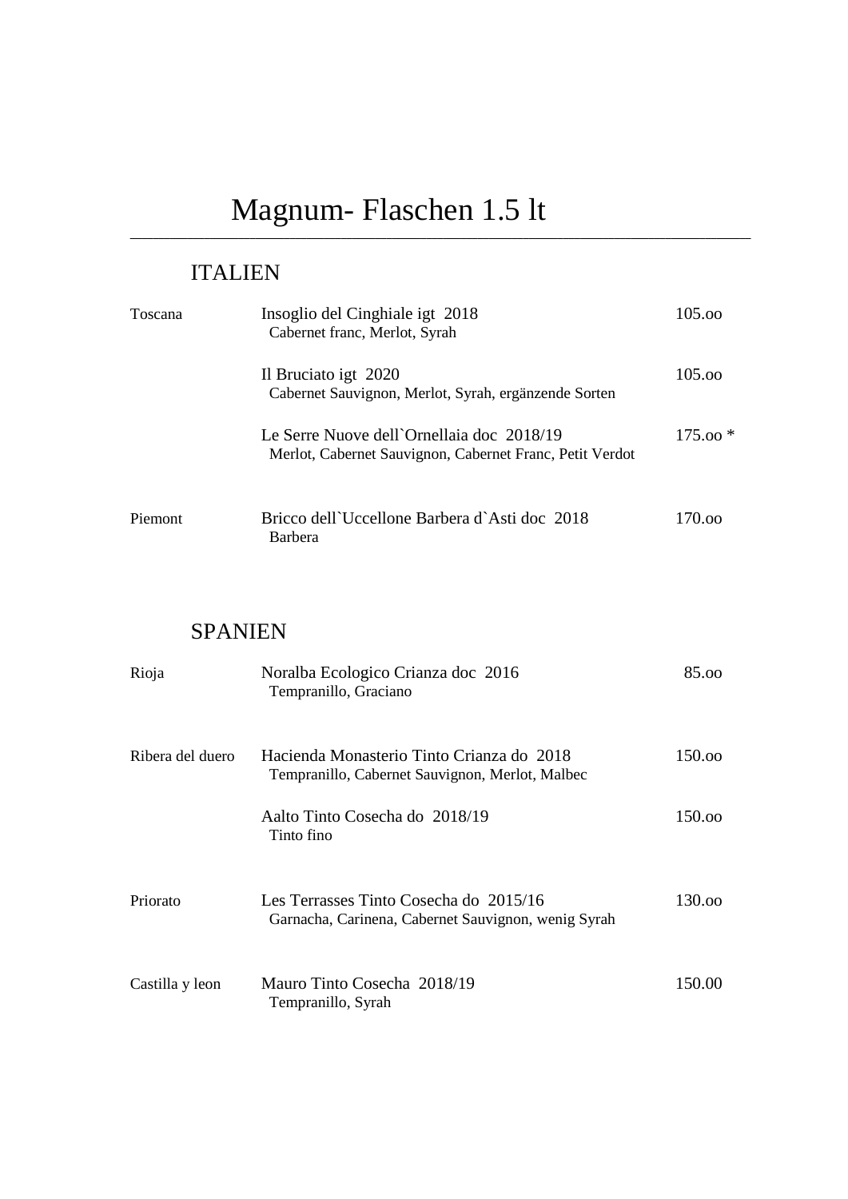# Magnum- Flaschen 1.5 lt

---

## ITALIEN

| | | |
|---|---|---|
| Toscana | Insoglio del Cinghiale igt 2018<br>Cabernet franc, Merlot, Syrah | 105.oo |
| | Il Bruciato igt 2020<br>Cabernet Sauvignon, Merlot, Syrah, ergänzende Sorten | 105.oo |
| | Le Serre Nuove dell`Ornellaia doc 2018/19<br>Merlot, Cabernet Sauvignon, Cabernet Franc, Petit Verdot | 175.oo * |
| Piemont | Bricco dell`Uccellone Barbera d`Asti doc 2018<br>Barbera | 170.oo |

## SPANIEN

| | | |
|---|---|---|
| Rioja | Noralba Ecologico Crianza doc 2016<br>Tempranillo, Graciano | 85.oo |
| Ribera del duero | Hacienda Monasterio Tinto Crianza do 2018<br>Tempranillo, Cabernet Sauvignon, Merlot, Malbec | 150.oo |
| | Aalto Tinto Cosecha do 2018/19<br>Tinto fino | 150.oo |
| Priorato | Les Terrasses Tinto Cosecha do 2015/16<br>Garnacha, Carinena, Cabernet Sauvignon, wenig Syrah | 130.oo |
| Castilla y leon | Mauro Tinto Cosecha 2018/19<br>Tempranillo, Syrah | 150.00 |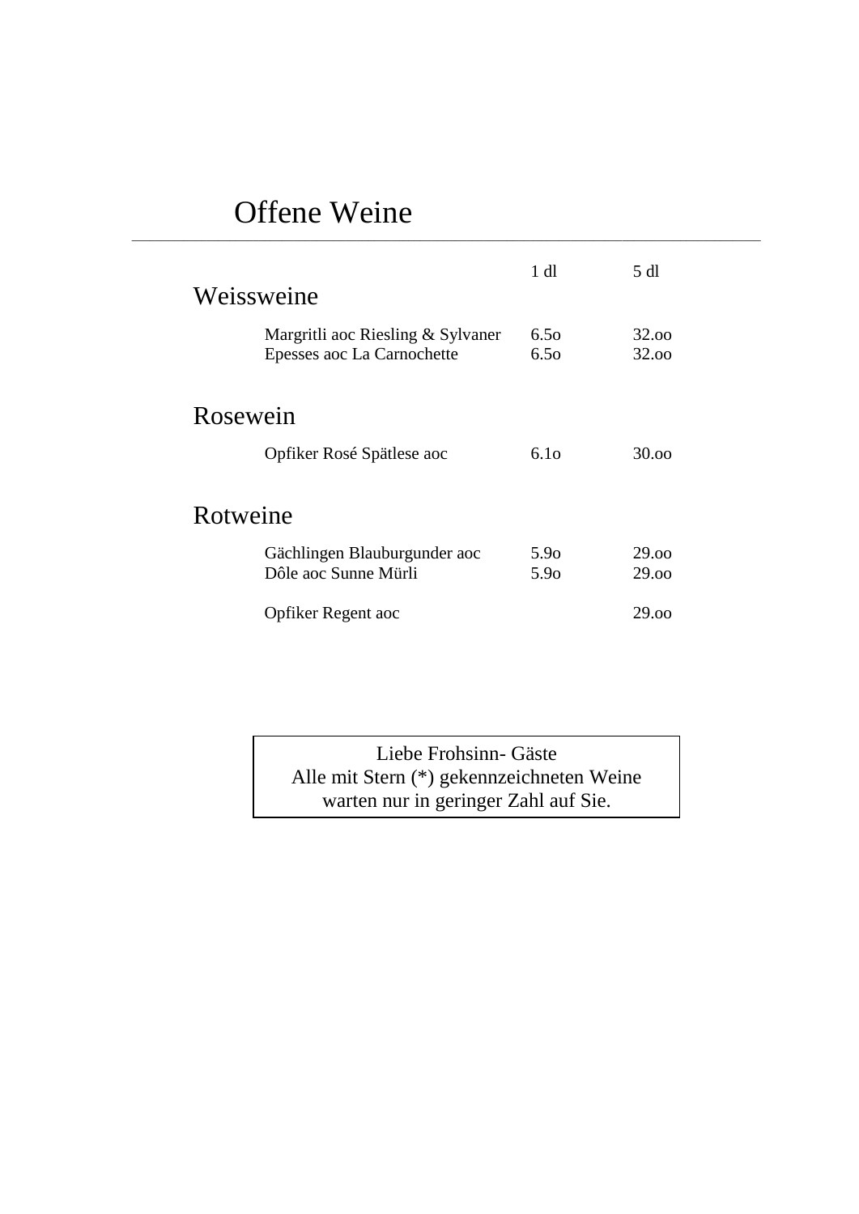# Offene Weine

| | 1 dl | 5 dl |
|---|---|---|
| **Weissweine** | | |
| Margritli aoc Riesling & Sylvaner | 6.5o | 32.oo |
| Epesses aoc La Carnochette | 6.5o | 32.oo |
| **Rosewein** | | |
| Opfiker Rosé Spätlese aoc | 6.1o | 30.oo |
| **Rotweine** | | |
| Gächlingen Blauburgunder aoc | 5.9o | 29.oo |
| Dôle aoc Sunne Mürli | 5.9o | 29.oo |
| Opfiker Regent aoc | | 29.oo |

Liebe Frohsinn- Gäste
Alle mit Stern (*) gekennzeichneten Weine
warten nur in geringer Zahl auf Sie.